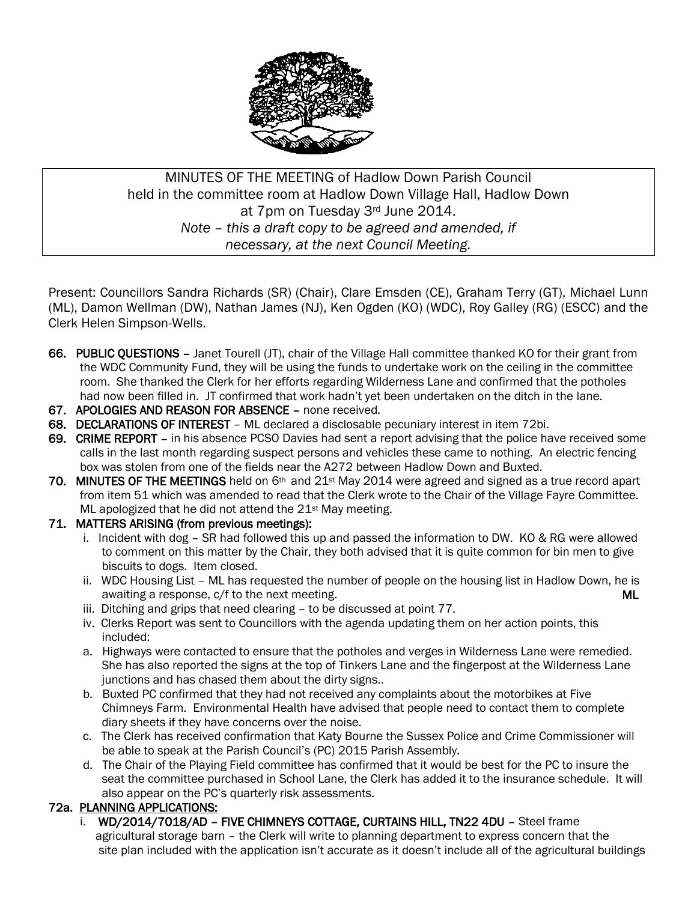MINUTES OF THE MEETING of Hadlow Down Parish Council
held in the committee room at Hadlow Down Village Hall, Hadlow Down
at 7pm on Tuesday 3rd June 2014.
*Note – this a draft copy to be agreed and amended, if necessary, at the next Council Meeting.*

Present: Councillors Sandra Richards (SR) (Chair), Clare Emsden (CE), Graham Terry (GT), Michael Lunn (ML), Damon Wellman (DW), Nathan James (NJ), Ken Ogden (KO) (WDC), Roy Galley (RG) (ESCC) and the Clerk Helen Simpson-Wells.

**66. PUBLIC QUESTIONS** – Janet Tourell (JT), chair of the Village Hall committee thanked KO for their grant from the WDC Community Fund, they will be using the funds to undertake work on the ceiling in the committee room. She thanked the Clerk for her efforts regarding Wilderness Lane and confirmed that the potholes had now been filled in. JT confirmed that work hadn't yet been undertaken on the ditch in the lane.

**67. APOLOGIES AND REASON FOR ABSENCE** – none received.

**68. DECLARATIONS OF INTEREST** – ML declared a disclosable pecuniary interest in item 72bi.

**69. CRIME REPORT** – in his absence PCSO Davies had sent a report advising that the police have received some calls in the last month regarding suspect persons and vehicles these came to nothing. An electric fencing box was stolen from one of the fields near the A272 between Hadlow Down and Buxted.

**70. MINUTES OF THE MEETINGS** held on 6th and 21st May 2014 were agreed and signed as a true record apart from item 51 which was amended to read that the Clerk wrote to the Chair of the Village Fayre Committee. ML apologized that he did not attend the 21st May meeting.

**71. MATTERS ARISING (from previous meetings):**

i. Incident with dog – SR had followed this up and passed the information to DW. KO & RG were allowed to comment on this matter by the Chair, they both advised that it is quite common for bin men to give biscuits to dogs. Item closed.

ii. WDC Housing List – ML has requested the number of people on the housing list in Hadlow Down, he is awaiting a response, c/f to the next meeting. **ML**

iii. Ditching and grips that need clearing – to be discussed at point 77.

iv. Clerks Report was sent to Councillors with the agenda updating them on her action points, this included:

a. Highways were contacted to ensure that the potholes and verges in Wilderness Lane were remedied. She has also reported the signs at the top of Tinkers Lane and the fingerpost at the Wilderness Lane junctions and has chased them about the dirty signs..

b. Buxted PC confirmed that they had not received any complaints about the motorbikes at Five Chimneys Farm. Environmental Health have advised that people need to contact them to complete diary sheets if they have concerns over the noise.

c. The Clerk has received confirmation that Katy Bourne the Sussex Police and Crime Commissioner will be able to speak at the Parish Council's (PC) 2015 Parish Assembly.

d. The Chair of the Playing Field committee has confirmed that it would be best for the PC to insure the seat the committee purchased in School Lane, the Clerk has added it to the insurance schedule. It will also appear on the PC's quarterly risk assessments.

**72a. PLANNING APPLICATIONS:**

i. **WD/2014/7018/AD – FIVE CHIMNEYS COTTAGE, CURTAINS HILL, TN22 4DU** – Steel frame agricultural storage barn – the Clerk will write to planning department to express concern that the site plan included with the application isn't accurate as it doesn't include all of the agricultural buildings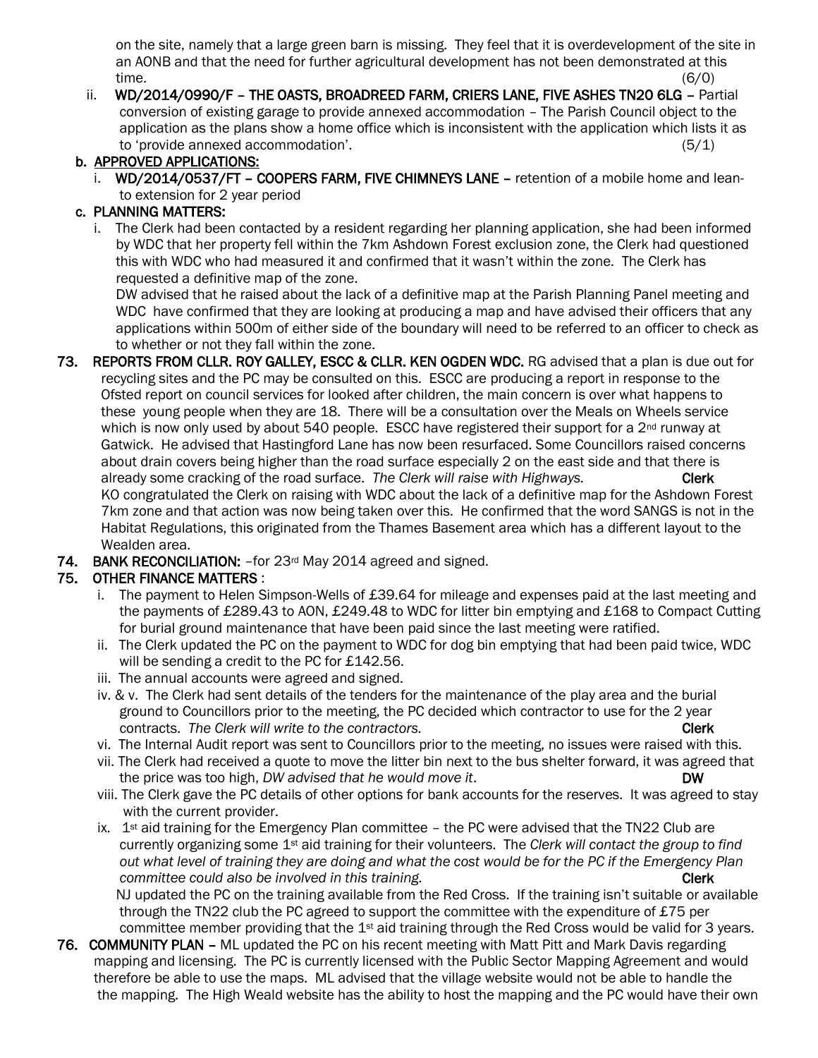on the site, namely that a large green barn is missing. They feel that it is overdevelopment of the site in an AONB and that the need for further agricultural development has not been demonstrated at this time. (6/0)

ii. **WD/2014/0990/F – THE OASTS, BROADREED FARM, CRIERS LANE, FIVE ASHES TN20 6LG –** Partial conversion of existing garage to provide annexed accommodation – The Parish Council object to the application as the plans show a home office which is inconsistent with the application which lists it as to 'provide annexed accommodation'. (5/1)

**b. APPROVED APPLICATIONS:**

i. **WD/2014/0537/FT – COOPERS FARM, FIVE CHIMNEYS LANE –** retention of a mobile home and lean-to extension for 2 year period

**c. PLANNING MATTERS:**

i. The Clerk had been contacted by a resident regarding her planning application, she had been informed by WDC that her property fell within the 7km Ashdown Forest exclusion zone, the Clerk had questioned this with WDC who had measured it and confirmed that it wasn't within the zone. The Clerk has requested a definitive map of the zone.
DW advised that he raised about the lack of a definitive map at the Parish Planning Panel meeting and WDC have confirmed that they are looking at producing a map and have advised their officers that any applications within 500m of either side of the boundary will need to be referred to an officer to check as to whether or not they fall within the zone.

**73. REPORTS FROM CLLR. ROY GALLEY, ESCC & CLLR. KEN OGDEN WDC.** RG advised that a plan is due out for recycling sites and the PC may be consulted on this. ESCC are producing a report in response to the Ofsted report on council services for looked after children, the main concern is over what happens to these young people when they are 18. There will be a consultation over the Meals on Wheels service which is now only used by about 540 people. ESCC have registered their support for a 2nd runway at Gatwick. He advised that Hastingford Lane has now been resurfaced. Some Councillors raised concerns about drain covers being higher than the road surface especially 2 on the east side and that there is already some cracking of the road surface. *The Clerk will raise with Highways.* **Clerk**
KO congratulated the Clerk on raising with WDC about the lack of a definitive map for the Ashdown Forest 7km zone and that action was now being taken over this. He confirmed that the word SANGS is not in the Habitat Regulations, this originated from the Thames Basement area which has a different layout to the Wealden area.

**74. BANK RECONCILIATION:** –for 23rd May 2014 agreed and signed.

**75. OTHER FINANCE MATTERS** :

i. The payment to Helen Simpson-Wells of £39.64 for mileage and expenses paid at the last meeting and the payments of £289.43 to AON, £249.48 to WDC for litter bin emptying and £168 to Compact Cutting for burial ground maintenance that have been paid since the last meeting were ratified.

ii. The Clerk updated the PC on the payment to WDC for dog bin emptying that had been paid twice, WDC will be sending a credit to the PC for £142.56.

iii. The annual accounts were agreed and signed.

iv. & v. The Clerk had sent details of the tenders for the maintenance of the play area and the burial ground to Councillors prior to the meeting, the PC decided which contractor to use for the 2 year contracts. *The Clerk will write to the contractors.* **Clerk**

vi. The Internal Audit report was sent to Councillors prior to the meeting, no issues were raised with this.

vii. The Clerk had received a quote to move the litter bin next to the bus shelter forward, it was agreed that the price was too high, *DW advised that he would move it*. **DW**

viii. The Clerk gave the PC details of other options for bank accounts for the reserves. It was agreed to stay with the current provider.

ix. 1st aid training for the Emergency Plan committee – the PC were advised that the TN22 Club are currently organizing some 1st aid training for their volunteers. The *Clerk will contact the group to find out what level of training they are doing and what the cost would be for the PC if the Emergency Plan committee could also be involved in this training.* **Clerk**
NJ updated the PC on the training available from the Red Cross. If the training isn't suitable or available through the TN22 club the PC agreed to support the committee with the expenditure of £75 per committee member providing that the 1st aid training through the Red Cross would be valid for 3 years.

**76. COMMUNITY PLAN –** ML updated the PC on his recent meeting with Matt Pitt and Mark Davis regarding mapping and licensing. The PC is currently licensed with the Public Sector Mapping Agreement and would therefore be able to use the maps. ML advised that the village website would not be able to handle the the mapping. The High Weald website has the ability to host the mapping and the PC would have their own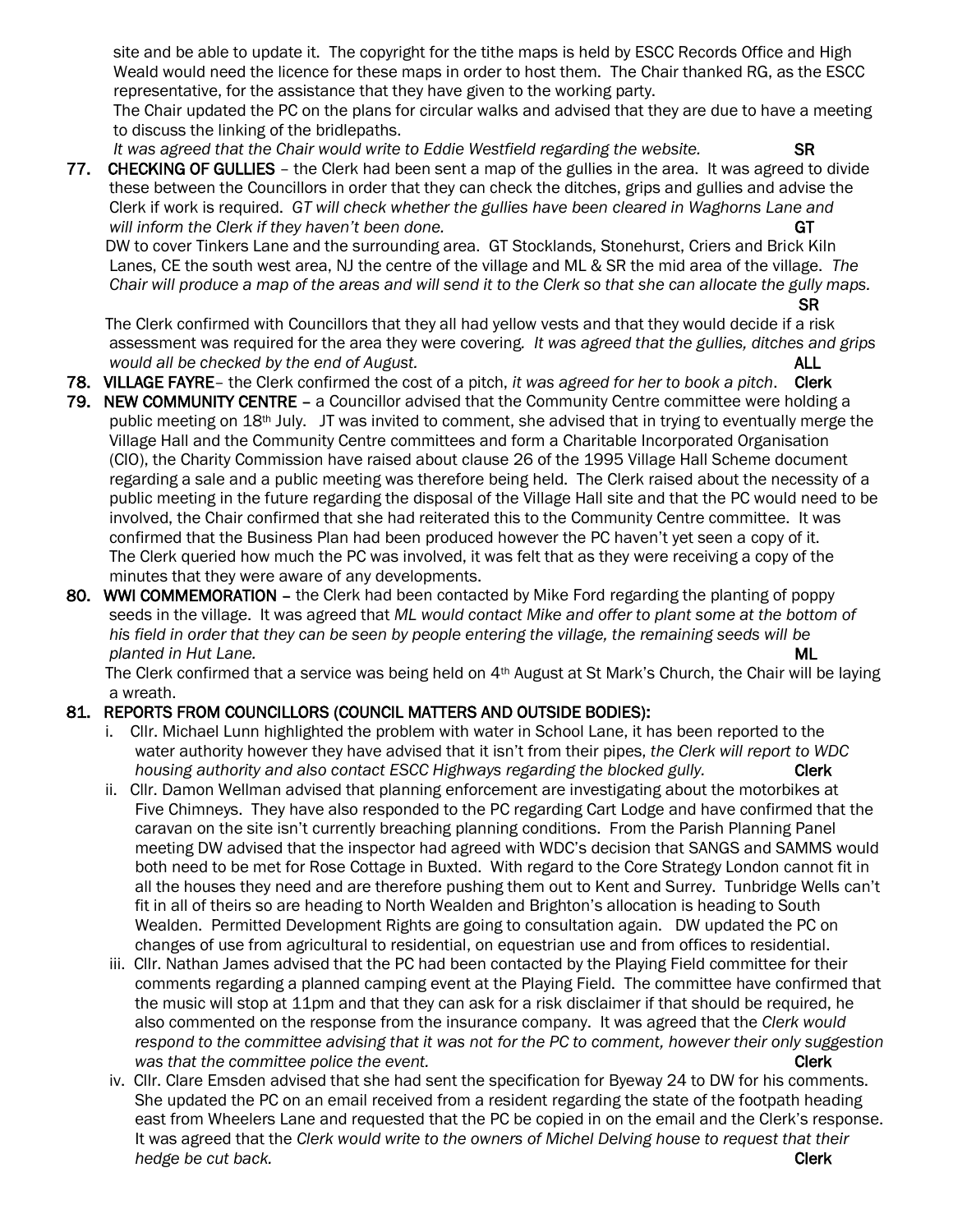site and be able to update it. The copyright for the tithe maps is held by ESCC Records Office and High Weald would need the licence for these maps in order to host them. The Chair thanked RG, as the ESCC representative, for the assistance that they have given to the working party.

The Chair updated the PC on the plans for circular walks and advised that they are due to have a meeting to discuss the linking of the bridlepaths.

*It was agreed that the Chair would write to Eddie Westfield regarding the website.* **SR**

**77. CHECKING OF GULLIES** – the Clerk had been sent a map of the gullies in the area. It was agreed to divide these between the Councillors in order that they can check the ditches, grips and gullies and advise the Clerk if work is required. *GT will check whether the gullies have been cleared in Waghorns Lane and will inform the Clerk if they haven't been done.* **GT**

DW to cover Tinkers Lane and the surrounding area. GT Stocklands, Stonehurst, Criers and Brick Kiln Lanes, CE the south west area, NJ the centre of the village and ML & SR the mid area of the village. *The Chair will produce a map of the areas and will send it to the Clerk so that she can allocate the gully maps.* **SR**

The Clerk confirmed with Councillors that they all had yellow vests and that they would decide if a risk assessment was required for the area they were covering. *It was agreed that the gullies, ditches and grips would all be checked by the end of August.* **ALL**

**78. VILLAGE FAYRE**– the Clerk confirmed the cost of a pitch, *it was agreed for her to book a pitch*. **Clerk**

**79. NEW COMMUNITY CENTRE** – a Councillor advised that the Community Centre committee were holding a public meeting on 18th July. JT was invited to comment, she advised that in trying to eventually merge the Village Hall and the Community Centre committees and form a Charitable Incorporated Organisation (CIO), the Charity Commission have raised about clause 26 of the 1995 Village Hall Scheme document regarding a sale and a public meeting was therefore being held. The Clerk raised about the necessity of a public meeting in the future regarding the disposal of the Village Hall site and that the PC would need to be involved, the Chair confirmed that she had reiterated this to the Community Centre committee. It was confirmed that the Business Plan had been produced however the PC haven't yet seen a copy of it. The Clerk queried how much the PC was involved, it was felt that as they were receiving a copy of the minutes that they were aware of any developments.

**80. WWI COMMEMORATION** – the Clerk had been contacted by Mike Ford regarding the planting of poppy seeds in the village. It was agreed that *ML would contact Mike and offer to plant some at the bottom of his field in order that they can be seen by people entering the village, the remaining seeds will be planted in Hut Lane.* **ML**

The Clerk confirmed that a service was being held on 4th August at St Mark's Church, the Chair will be laying a wreath.

**81. REPORTS FROM COUNCILLORS (COUNCIL MATTERS AND OUTSIDE BODIES):**

i. Cllr. Michael Lunn highlighted the problem with water in School Lane, it has been reported to the water authority however they have advised that it isn't from their pipes, *the Clerk will report to WDC housing authority and also contact ESCC Highways regarding the blocked gully.* **Clerk**

ii. Cllr. Damon Wellman advised that planning enforcement are investigating about the motorbikes at Five Chimneys. They have also responded to the PC regarding Cart Lodge and have confirmed that the caravan on the site isn't currently breaching planning conditions. From the Parish Planning Panel meeting DW advised that the inspector had agreed with WDC's decision that SANGS and SAMMS would both need to be met for Rose Cottage in Buxted. With regard to the Core Strategy London cannot fit in all the houses they need and are therefore pushing them out to Kent and Surrey. Tunbridge Wells can't fit in all of theirs so are heading to North Wealden and Brighton's allocation is heading to South Wealden. Permitted Development Rights are going to consultation again. DW updated the PC on changes of use from agricultural to residential, on equestrian use and from offices to residential.

iii. Cllr. Nathan James advised that the PC had been contacted by the Playing Field committee for their comments regarding a planned camping event at the Playing Field. The committee have confirmed that the music will stop at 11pm and that they can ask for a risk disclaimer if that should be required, he also commented on the response from the insurance company. It was agreed that the *Clerk would respond to the committee advising that it was not for the PC to comment, however their only suggestion was that the committee police the event.* **Clerk**

iv. Cllr. Clare Emsden advised that she had sent the specification for Byeway 24 to DW for his comments. She updated the PC on an email received from a resident regarding the state of the footpath heading east from Wheelers Lane and requested that the PC be copied in on the email and the Clerk's response. It was agreed that the *Clerk would write to the owners of Michel Delving house to request that their hedge be cut back.* **Clerk**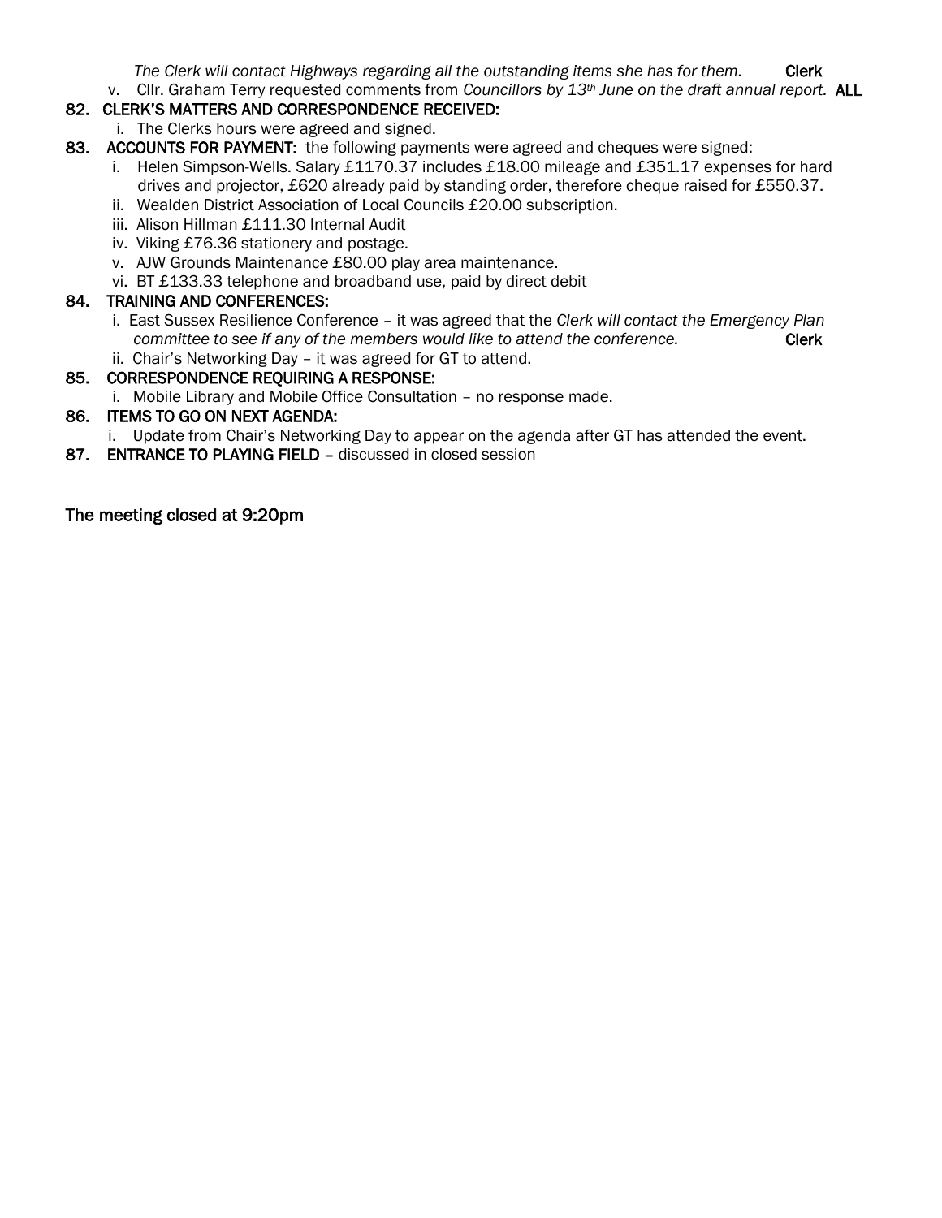*The Clerk will contact Highways regarding all the outstanding items she has for them.* **Clerk**

v. Cllr. Graham Terry requested comments from *Councillors by 13th June on the draft annual report.* **ALL**

**82. CLERK'S MATTERS AND CORRESPONDENCE RECEIVED:**

i. The Clerks hours were agreed and signed.

**83. ACCOUNTS FOR PAYMENT:** the following payments were agreed and cheques were signed:

i. Helen Simpson-Wells. Salary £1170.37 includes £18.00 mileage and £351.17 expenses for hard drives and projector, £620 already paid by standing order, therefore cheque raised for £550.37.
ii. Wealden District Association of Local Councils £20.00 subscription.
iii. Alison Hillman £111.30 Internal Audit
iv. Viking £76.36 stationery and postage.
v. AJW Grounds Maintenance £80.00 play area maintenance.
vi. BT £133.33 telephone and broadband use, paid by direct debit

**84. TRAINING AND CONFERENCES:**

i. East Sussex Resilience Conference – it was agreed that the *Clerk will contact the Emergency Plan committee to see if any of the members would like to attend the conference.* **Clerk**
ii. Chair's Networking Day – it was agreed for GT to attend.

**85. CORRESPONDENCE REQUIRING A RESPONSE:**

i. Mobile Library and Mobile Office Consultation – no response made.

**86. ITEMS TO GO ON NEXT AGENDA:**

i. Update from Chair's Networking Day to appear on the agenda after GT has attended the event.

**87. ENTRANCE TO PLAYING FIELD** – discussed in closed session

**The meeting closed at 9:20pm**